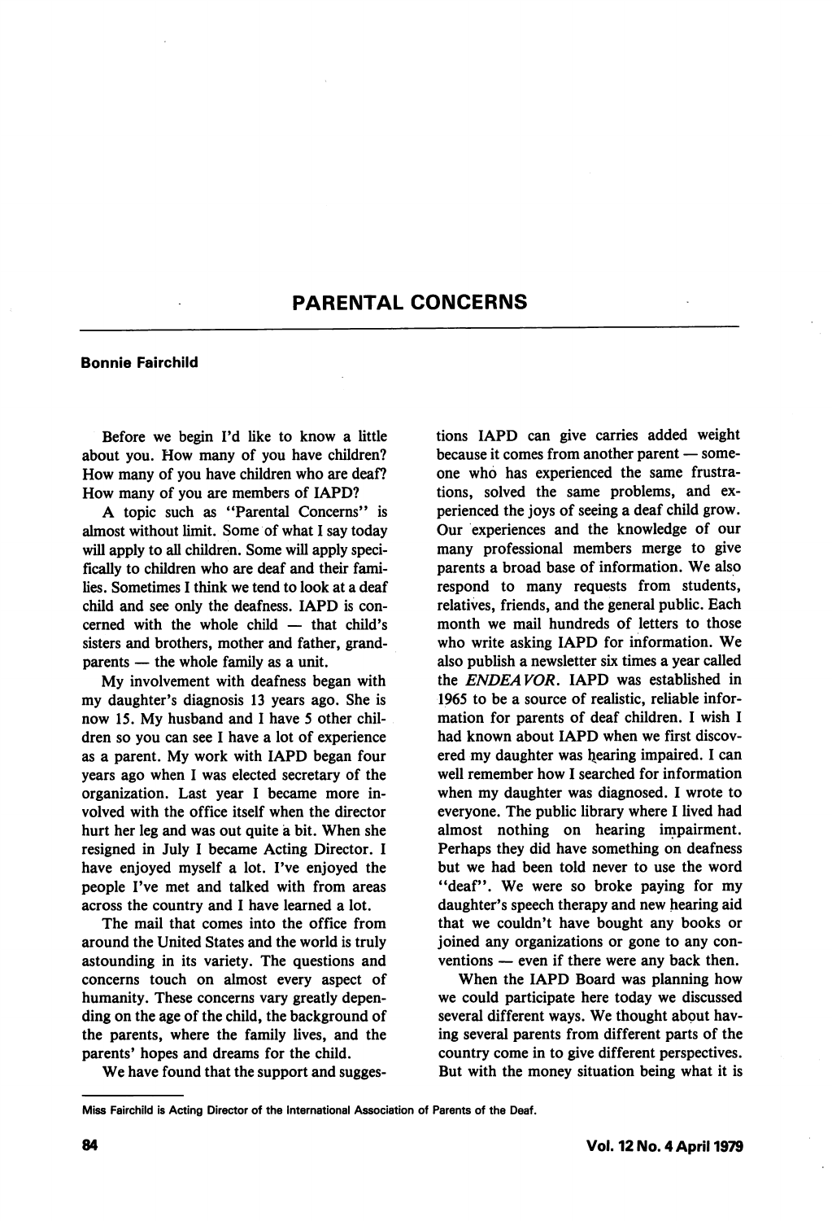# PARENTAL CONCERNS

**Bonnie Fairchild**

Before we begin I'd like to know a little about you. How many of you have children? How many of you have children who are deaf? How many of you are members of IAPD?

A topic such as "Parental Concerns" is almost without limit. Some of what I say today will apply to all children. Some will apply specifically to children who are deaf and their families. Sometimes I think we tend to look at a deaf child and see only the deafness. IAPD is concerned with the whole child — that child's sisters and brothers, mother and father, grandparents — the whole family as a unit.

My involvement with deafness began with my daughter's diagnosis 13 years ago. She is now 15. My husband and I have 5 other children so you can see I have a lot of experience as a parent. My work with IAPD began four years ago when I was elected secretary of the organization. Last year I became more involved with the office itself when the director hurt her leg and was out quite a bit. When she resigned in July I became Acting Director. I have enjoyed myself a lot. I've enjoyed the people I've met and talked with from areas across the country and I have learned a lot.

The mail that comes into the office from around the United States and the world is truly astounding in its variety. The questions and concerns touch on almost every aspect of humanity. These concerns vary greatly depending on the age of the child, the background of the parents, where the family lives, and the parents' hopes and dreams for the child.

We have found that the support and suggestions IAPD can give carries added weight because it comes from another parent — someone who has experienced the same frustrations, solved the same problems, and experienced the joys of seeing a deaf child grow. Our experiences and the knowledge of our many professional members merge to give parents a broad base of information. We also respond to many requests from students, relatives, friends, and the general public. Each month we mail hundreds of letters to those who write asking IAPD for information. We also publish a newsletter six times a year called the *ENDEAVOR*. IAPD was established in 1965 to be a source of realistic, reliable information for parents of deaf children. I wish I had known about IAPD when we first discovered my daughter was hearing impaired. I can well remember how I searched for information when my daughter was diagnosed. I wrote to everyone. The public library where I lived had almost nothing on hearing impairment. Perhaps they did have something on deafness but we had been told never to use the word "deaf". We were so broke paying for my daughter's speech therapy and new hearing aid that we couldn't have bought any books or joined any organizations or gone to any conventions — even if there were any back then.

When the IAPD Board was planning how we could participate here today we discussed several different ways. We thought about having several parents from different parts of the country come in to give different perspectives. But with the money situation being what it is

---

Miss Fairchild is Acting Director of the International Association of Parents of the Deaf.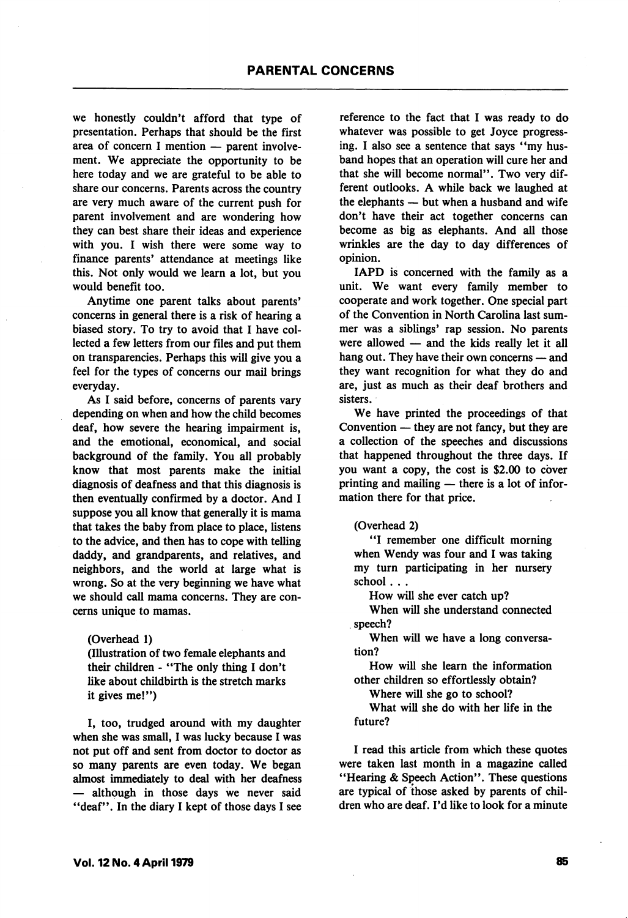we honestly couldn't afford that type of presentation. Perhaps that should be the first area of concern I mention — parent involvement. We appreciate the opportunity to be here today and we are grateful to be able to share our concerns. Parents across the country are very much aware of the current push for parent involvement and are wondering how they can best share their ideas and experience with you. I wish there were some way to finance parents' attendance at meetings like this. Not only would we learn a lot, but you would benefit too.

Anytime one parent talks about parents' concerns in general there is a risk of hearing a biased story. To try to avoid that I have collected a few letters from our files and put them on transparencies. Perhaps this will give you a feel for the types of concerns our mail brings everyday.

As I said before, concerns of parents vary depending on when and how the child becomes deaf, how severe the hearing impairment is, and the emotional, economical, and social background of the family. You all probably know that most parents make the initial diagnosis of deafness and that this diagnosis is then eventually confirmed by a doctor. And I suppose you all know that generally it is mama that takes the baby from place to place, listens to the advice, and then has to cope with telling daddy, and grandparents, and relatives, and neighbors, and the world at large what is wrong. So at the very beginning we have what we should call mama concerns. They are concerns unique to mamas.

(Overhead 1)
(Illustration of two female elephants and their children - "The only thing I don't like about childbirth is the stretch marks it gives me!")

I, too, trudged around with my daughter when she was small, I was lucky because I was not put off and sent from doctor to doctor as so many parents are even today. We began almost immediately to deal with her deafness — although in those days we never said "deaf". In the diary I kept of those days I see reference to the fact that I was ready to do whatever was possible to get Joyce progressing. I also see a sentence that says "my husband hopes that an operation will cure her and that she will become normal". Two very different outlooks. A while back we laughed at the elephants — but when a husband and wife don't have their act together concerns can become as big as elephants. And all those wrinkles are the day to day differences of opinion.

IAPD is concerned with the family as a unit. We want every family member to cooperate and work together. One special part of the Convention in North Carolina last summer was a siblings' rap session. No parents were allowed — and the kids really let it all hang out. They have their own concerns — and they want recognition for what they do and are, just as much as their deaf brothers and sisters.

We have printed the proceedings of that Convention — they are not fancy, but they are a collection of the speeches and discussions that happened throughout the three days. If you want a copy, the cost is $2.00 to cover printing and mailing — there is a lot of information there for that price.

(Overhead 2)

"I remember one difficult morning when Wendy was four and I was taking my turn participating in her nursery school . . .

How will she ever catch up?

When will she understand connected speech?

When will we have a long conversation?

How will she learn the information other children so effortlessly obtain?

Where will she go to school?

What will she do with her life in the future?

I read this article from which these quotes were taken last month in a magazine called "Hearing & Speech Action". These questions are typical of those asked by parents of children who are deaf. I'd like to look for a minute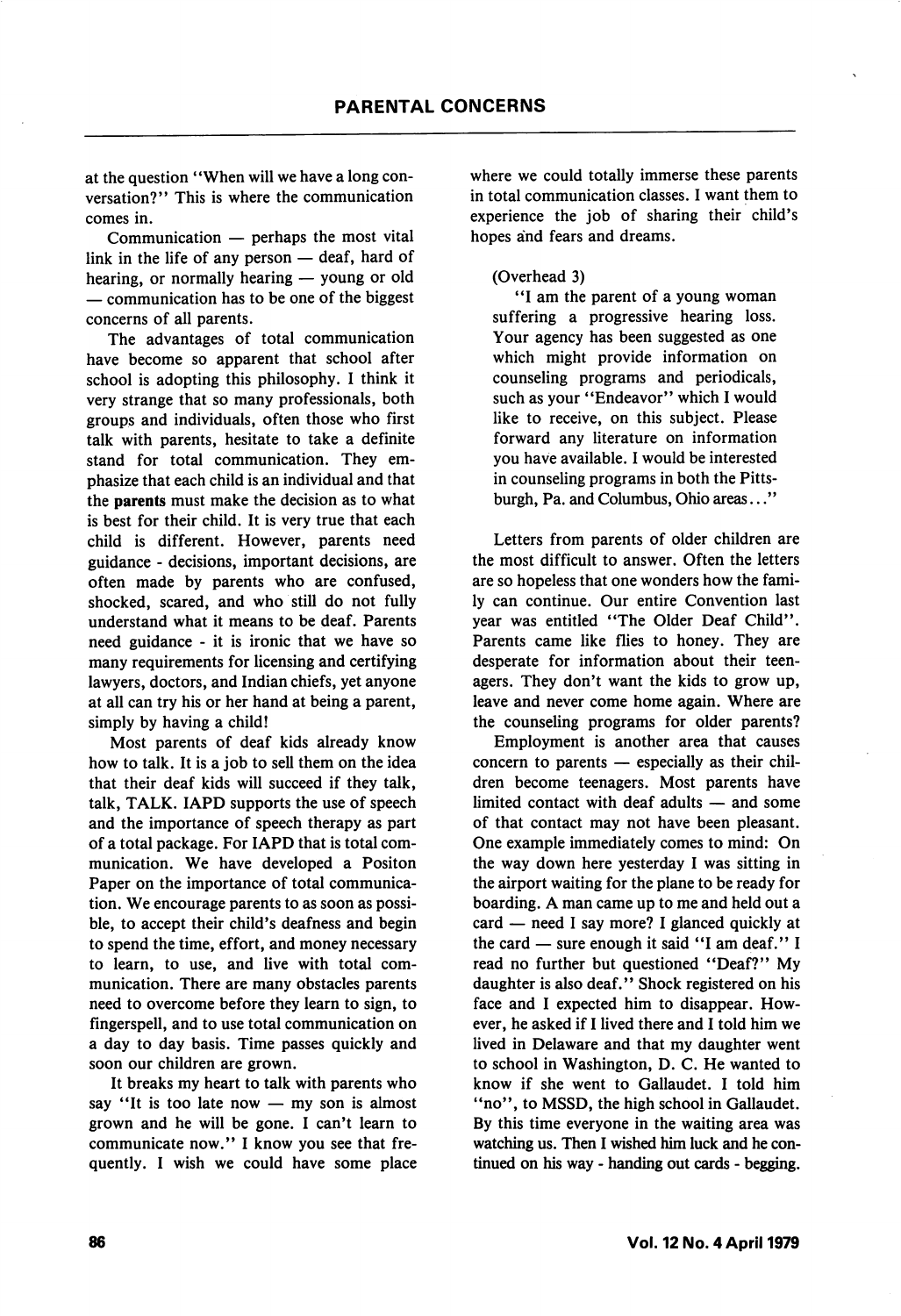at the question "When will we have a long conversation?" This is where the communication comes in.

Communication — perhaps the most vital link in the life of any person — deaf, hard of hearing, or normally hearing — young or old — communication has to be one of the biggest concerns of all parents.

The advantages of total communication have become so apparent that school after school is adopting this philosophy. I think it very strange that so many professionals, both groups and individuals, often those who first talk with parents, hesitate to take a definite stand for total communication. They emphasize that each child is an individual and that the **parents** must make the decision as to what is best for their child. It is very true that each child is different. However, parents need guidance - decisions, important decisions, are often made by parents who are confused, shocked, scared, and who still do not fully understand what it means to be deaf. Parents need guidance - it is ironic that we have so many requirements for licensing and certifying lawyers, doctors, and Indian chiefs, yet anyone at all can try his or her hand at being a parent, simply by having a child!

Most parents of deaf kids already know how to talk. It is a job to sell them on the idea that their deaf kids will succeed if they talk, talk, TALK. IAPD supports the use of speech and the importance of speech therapy as part of a total package. For IAPD that is total communication. We have developed a Positon Paper on the importance of total communication. We encourage parents to as soon as possible, to accept their child's deafness and begin to spend the time, effort, and money necessary to learn, to use, and live with total communication. There are many obstacles parents need to overcome before they learn to sign, to fingerspell, and to use total communication on a day to day basis. Time passes quickly and soon our children are grown.

It breaks my heart to talk with parents who say "It is too late now — my son is almost grown and he will be gone. I can't learn to communicate now." I know you see that frequently. I wish we could have some place where we could totally immerse these parents in total communication classes. I want them to experience the job of sharing their child's hopes and fears and dreams.

(Overhead 3)

"I am the parent of a young woman suffering a progressive hearing loss. Your agency has been suggested as one which might provide information on counseling programs and periodicals, such as your "Endeavor" which I would like to receive, on this subject. Please forward any literature on information you have available. I would be interested in counseling programs in both the Pittsburgh, Pa. and Columbus, Ohio areas..."

Letters from parents of older children are the most difficult to answer. Often the letters are so hopeless that one wonders how the family can continue. Our entire Convention last year was entitled "The Older Deaf Child". Parents came like flies to honey. They are desperate for information about their teenagers. They don't want the kids to grow up, leave and never come home again. Where are the counseling programs for older parents?

Employment is another area that causes concern to parents — especially as their children become teenagers. Most parents have limited contact with deaf adults — and some of that contact may not have been pleasant. One example immediately comes to mind: On the way down here yesterday I was sitting in the airport waiting for the plane to be ready for boarding. A man came up to me and held out a card — need I say more? I glanced quickly at the card — sure enough it said "I am deaf." I read no further but questioned "Deaf?" My daughter is also deaf." Shock registered on his face and I expected him to disappear. However, he asked if I lived there and I told him we lived in Delaware and that my daughter went to school in Washington, D. C. He wanted to know if she went to Gallaudet. I told him "no", to MSSD, the high school in Gallaudet. By this time everyone in the waiting area was watching us. Then I wished him luck and he continued on his way - handing out cards - begging.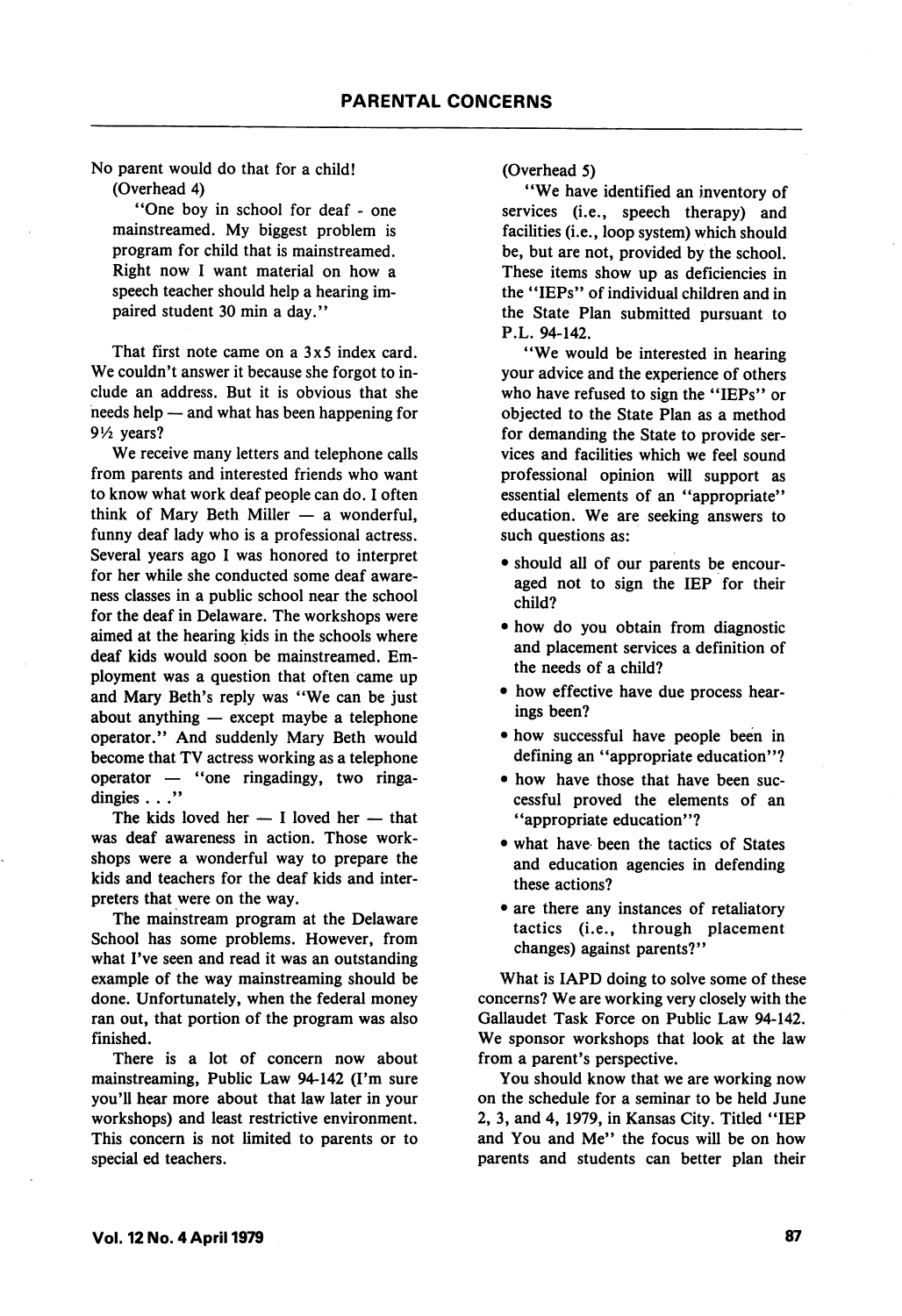No parent would do that for a child!

(Overhead 4)

"One boy in school for deaf - one mainstreamed. My biggest problem is program for child that is mainstreamed. Right now I want material on how a speech teacher should help a hearing impaired student 30 min a day."

That first note came on a 3x5 index card. We couldn't answer it because she forgot to include an address. But it is obvious that she needs help — and what has been happening for 9½ years?

We receive many letters and telephone calls from parents and interested friends who want to know what work deaf people can do. I often think of Mary Beth Miller — a wonderful, funny deaf lady who is a professional actress. Several years ago I was honored to interpret for her while she conducted some deaf awareness classes in a public school near the school for the deaf in Delaware. The workshops were aimed at the hearing kids in the schools where deaf kids would soon be mainstreamed. Employment was a question that often came up and Mary Beth's reply was "We can be just about anything — except maybe a telephone operator." And suddenly Mary Beth would become that TV actress working as a telephone operator — "one ringadingy, two ringadingies . . ."

The kids loved her — I loved her — that was deaf awareness in action. Those workshops were a wonderful way to prepare the kids and teachers for the deaf kids and interpreters that were on the way.

The mainstream program at the Delaware School has some problems. However, from what I've seen and read it was an outstanding example of the way mainstreaming should be done. Unfortunately, when the federal money ran out, that portion of the program was also finished.

There is a lot of concern now about mainstreaming, Public Law 94-142 (I'm sure you'll hear more about that law later in your workshops) and least restrictive environment. This concern is not limited to parents or to special ed teachers.

(Overhead 5)

"We have identified an inventory of services (i.e., speech therapy) and facilities (i.e., loop system) which should be, but are not, provided by the school. These items show up as deficiencies in the "IEPs" of individual children and in the State Plan submitted pursuant to P.L. 94-142.

"We would be interested in hearing your advice and the experience of others who have refused to sign the "IEPs" or objected to the State Plan as a method for demanding the State to provide services and facilities which we feel sound professional opinion will support as essential elements of an "appropriate" education. We are seeking answers to such questions as:

- should all of our parents be encouraged not to sign the IEP for their child?
- how do you obtain from diagnostic and placement services a definition of the needs of a child?
- how effective have due process hearings been?
- how successful have people been in defining an "appropriate education"?
- how have those that have been successful proved the elements of an "appropriate education"?
- what have been the tactics of States and education agencies in defending these actions?
- are there any instances of retaliatory tactics (i.e., through placement changes) against parents?"

What is IAPD doing to solve some of these concerns? We are working very closely with the Gallaudet Task Force on Public Law 94-142. We sponsor workshops that look at the law from a parent's perspective.

You should know that we are working now on the schedule for a seminar to be held June 2, 3, and 4, 1979, in Kansas City. Titled "IEP and You and Me" the focus will be on how parents and students can better plan their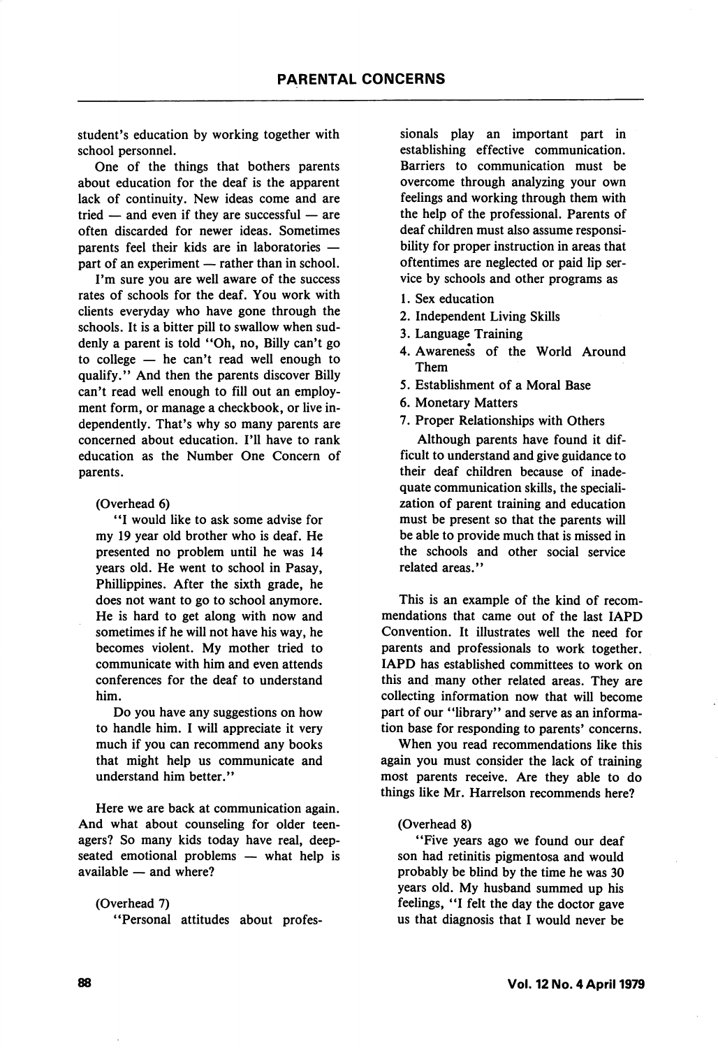student's education by working together with school personnel.

One of the things that bothers parents about education for the deaf is the apparent lack of continuity. New ideas come and are tried — and even if they are successful — are often discarded for newer ideas. Sometimes parents feel their kids are in laboratories — part of an experiment — rather than in school.

I'm sure you are well aware of the success rates of schools for the deaf. You work with clients everyday who have gone through the schools. It is a bitter pill to swallow when suddenly a parent is told "Oh, no, Billy can't go to college — he can't read well enough to qualify." And then the parents discover Billy can't read well enough to fill out an employment form, or manage a checkbook, or live independently. That's why so many parents are concerned about education. I'll have to rank education as the Number One Concern of parents.

(Overhead 6)

"I would like to ask some advise for my 19 year old brother who is deaf. He presented no problem until he was 14 years old. He went to school in Pasay, Phillippines. After the sixth grade, he does not want to go to school anymore. He is hard to get along with now and sometimes if he will not have his way, he becomes violent. My mother tried to communicate with him and even attends conferences for the deaf to understand him.

Do you have any suggestions on how to handle him. I will appreciate it very much if you can recommend any books that might help us communicate and understand him better."

Here we are back at communication again. And what about counseling for older teenagers? So many kids today have real, deep-seated emotional problems — what help is available — and where?

(Overhead 7)

"Personal attitudes about professionals play an important part in establishing effective communication. Barriers to communication must be overcome through analyzing your own feelings and working through them with the help of the professional. Parents of deaf children must also assume responsibility for proper instruction in areas that oftentimes are neglected or paid lip service by schools and other programs as

1. Sex education
2. Independent Living Skills
3. Language Training
4. Awareness of the World Around Them
5. Establishment of a Moral Base
6. Monetary Matters
7. Proper Relationships with Others

Although parents have found it difficult to understand and give guidance to their deaf children because of inadequate communication skills, the specialization of parent training and education must be present so that the parents will be able to provide much that is missed in the schools and other social service related areas."

This is an example of the kind of recommendations that came out of the last IAPD Convention. It illustrates well the need for parents and professionals to work together. IAPD has established committees to work on this and many other related areas. They are collecting information now that will become part of our "library" and serve as an information base for responding to parents' concerns.

When you read recommendations like this again you must consider the lack of training most parents receive. Are they able to do things like Mr. Harrelson recommends here?

(Overhead 8)

"Five years ago we found our deaf son had retinitis pigmentosa and would probably be blind by the time he was 30 years old. My husband summed up his feelings, "I felt the day the doctor gave us that diagnosis that I would never be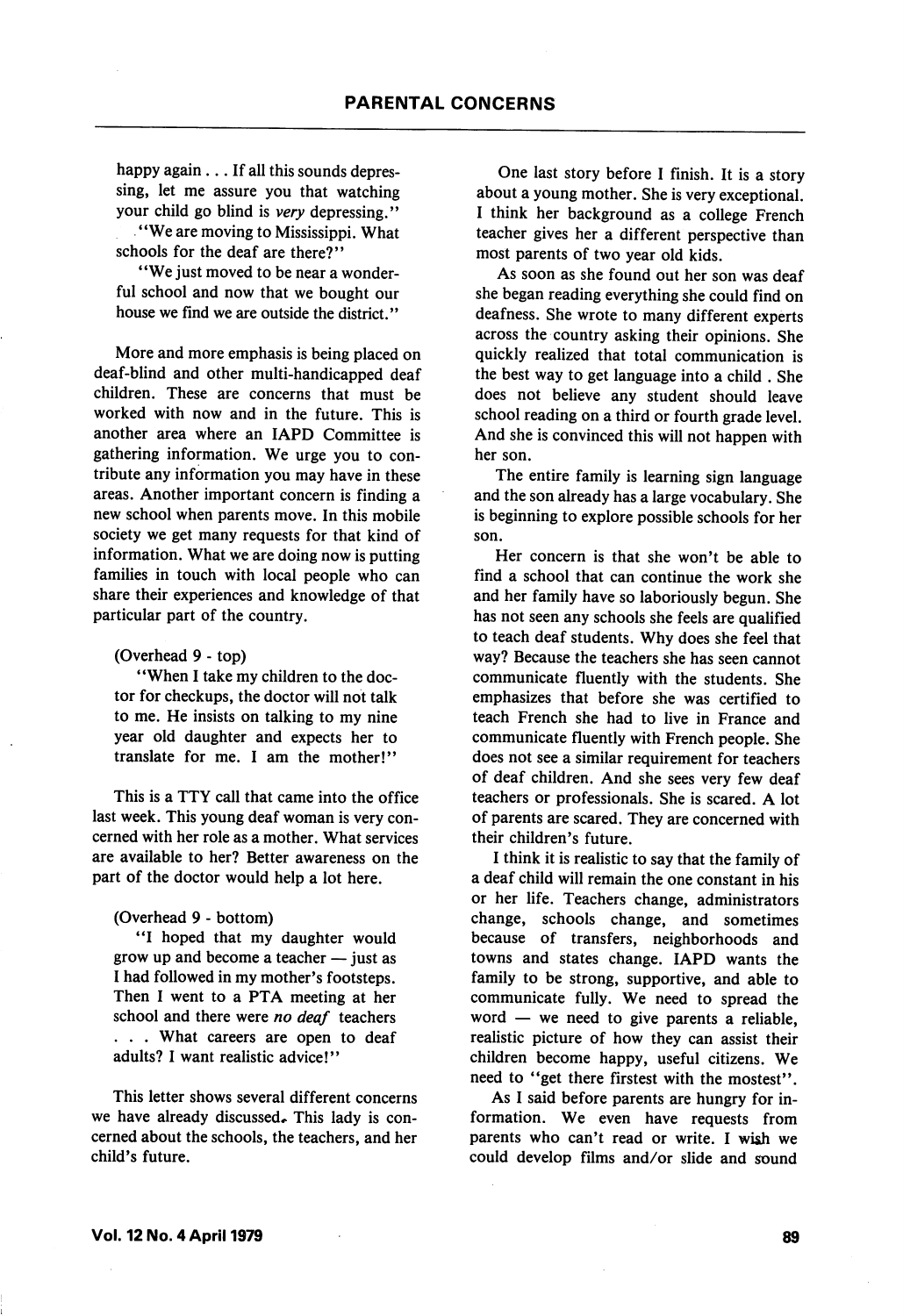happy again . . . If all this sounds depressing, let me assure you that watching your child go blind is *very* depressing."

"We are moving to Mississippi. What schools for the deaf are there?"

"We just moved to be near a wonderful school and now that we bought our house we find we are outside the district."

More and more emphasis is being placed on deaf-blind and other multi-handicapped deaf children. These are concerns that must be worked with now and in the future. This is another area where an IAPD Committee is gathering information. We urge you to contribute any information you may have in these areas. Another important concern is finding a new school when parents move. In this mobile society we get many requests for that kind of information. What we are doing now is putting families in touch with local people who can share their experiences and knowledge of that particular part of the country.

(Overhead 9 - top)

"When I take my children to the doctor for checkups, the doctor will not talk to me. He insists on talking to my nine year old daughter and expects her to translate for me. I am the mother!"

This is a TTY call that came into the office last week. This young deaf woman is very concerned with her role as a mother. What services are available to her? Better awareness on the part of the doctor would help a lot here.

(Overhead 9 - bottom)

"I hoped that my daughter would grow up and become a teacher — just as I had followed in my mother's footsteps. Then I went to a PTA meeting at her school and there were *no deaf* teachers . . . What careers are open to deaf adults? I want realistic advice!"

This letter shows several different concerns we have already discussed. This lady is concerned about the schools, the teachers, and her child's future.

One last story before I finish. It is a story about a young mother. She is very exceptional. I think her background as a college French teacher gives her a different perspective than most parents of two year old kids.

As soon as she found out her son was deaf she began reading everything she could find on deafness. She wrote to many different experts across the country asking their opinions. She quickly realized that total communication is the best way to get language into a child . She does not believe any student should leave school reading on a third or fourth grade level. And she is convinced this will not happen with her son.

The entire family is learning sign language and the son already has a large vocabulary. She is beginning to explore possible schools for her son.

Her concern is that she won't be able to find a school that can continue the work she and her family have so laboriously begun. She has not seen any schools she feels are qualified to teach deaf students. Why does she feel that way? Because the teachers she has seen cannot communicate fluently with the students. She emphasizes that before she was certified to teach French she had to live in France and communicate fluently with French people. She does not see a similar requirement for teachers of deaf children. And she sees very few deaf teachers or professionals. She is scared. A lot of parents are scared. They are concerned with their children's future.

I think it is realistic to say that the family of a deaf child will remain the one constant in his or her life. Teachers change, administrators change, schools change, and sometimes because of transfers, neighborhoods and towns and states change. IAPD wants the family to be strong, supportive, and able to communicate fully. We need to spread the word — we need to give parents a reliable, realistic picture of how they can assist their children become happy, useful citizens. We need to "get there firstest with the mostest".

As I said before parents are hungry for information. We even have requests from parents who can't read or write. I wish we could develop films and/or slide and sound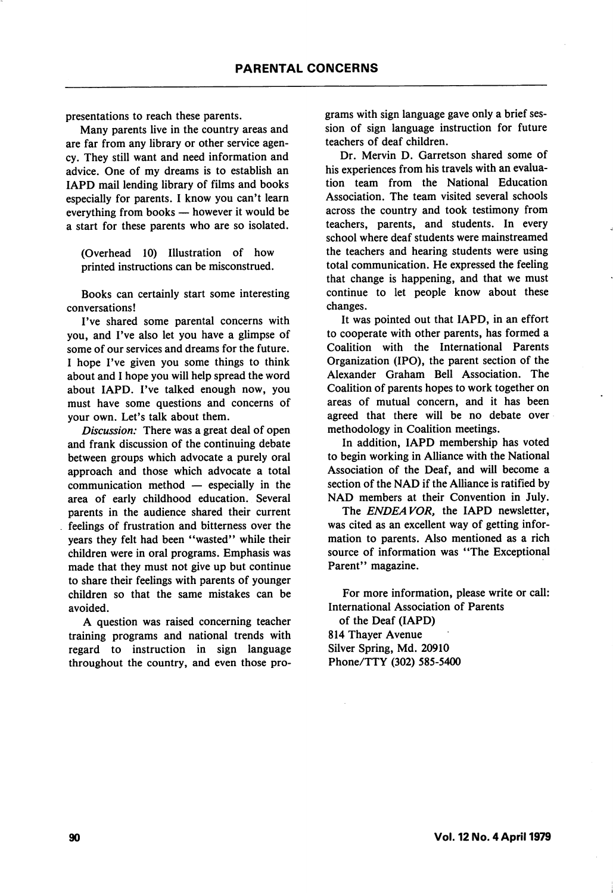presentations to reach these parents.

Many parents live in the country areas and are far from any library or other service agency. They still want and need information and advice. One of my dreams is to establish an IAPD mail lending library of films and books especially for parents. I know you can't learn everything from books — however it would be a start for these parents who are so isolated.

(Overhead 10) Illustration of how printed instructions can be misconstrued.

Books can certainly start some interesting conversations!

I've shared some parental concerns with you, and I've also let you have a glimpse of some of our services and dreams for the future. I hope I've given you some things to think about and I hope you will help spread the word about IAPD. I've talked enough now, you must have some questions and concerns of your own. Let's talk about them.

*Discussion:* There was a great deal of open and frank discussion of the continuing debate between groups which advocate a purely oral approach and those which advocate a total communication method — especially in the area of early childhood education. Several parents in the audience shared their current feelings of frustration and bitterness over the years they felt had been "wasted" while their children were in oral programs. Emphasis was made that they must not give up but continue to share their feelings with parents of younger children so that the same mistakes can be avoided.

A question was raised concerning teacher training programs and national trends with regard to instruction in sign language throughout the country, and even those programs with sign language gave only a brief session of sign language instruction for future teachers of deaf children.

Dr. Mervin D. Garretson shared some of his experiences from his travels with an evaluation team from the National Education Association. The team visited several schools across the country and took testimony from teachers, parents, and students. In every school where deaf students were mainstreamed the teachers and hearing students were using total communication. He expressed the feeling that change is happening, and that we must continue to let people know about these changes.

It was pointed out that IAPD, in an effort to cooperate with other parents, has formed a Coalition with the International Parents Organization (IPO), the parent section of the Alexander Graham Bell Association. The Coalition of parents hopes to work together on areas of mutual concern, and it has been agreed that there will be no debate over methodology in Coalition meetings.

In addition, IAPD membership has voted to begin working in Alliance with the National Association of the Deaf, and will become a section of the NAD if the Alliance is ratified by NAD members at their Convention in July.

The *ENDEAVOR*, the IAPD newsletter, was cited as an excellent way of getting information to parents. Also mentioned as a rich source of information was "The Exceptional Parent" magazine.

For more information, please write or call:
International Association of Parents
of the Deaf (IAPD)
814 Thayer Avenue
Silver Spring, Md. 20910
Phone/TTY (302) 585-5400